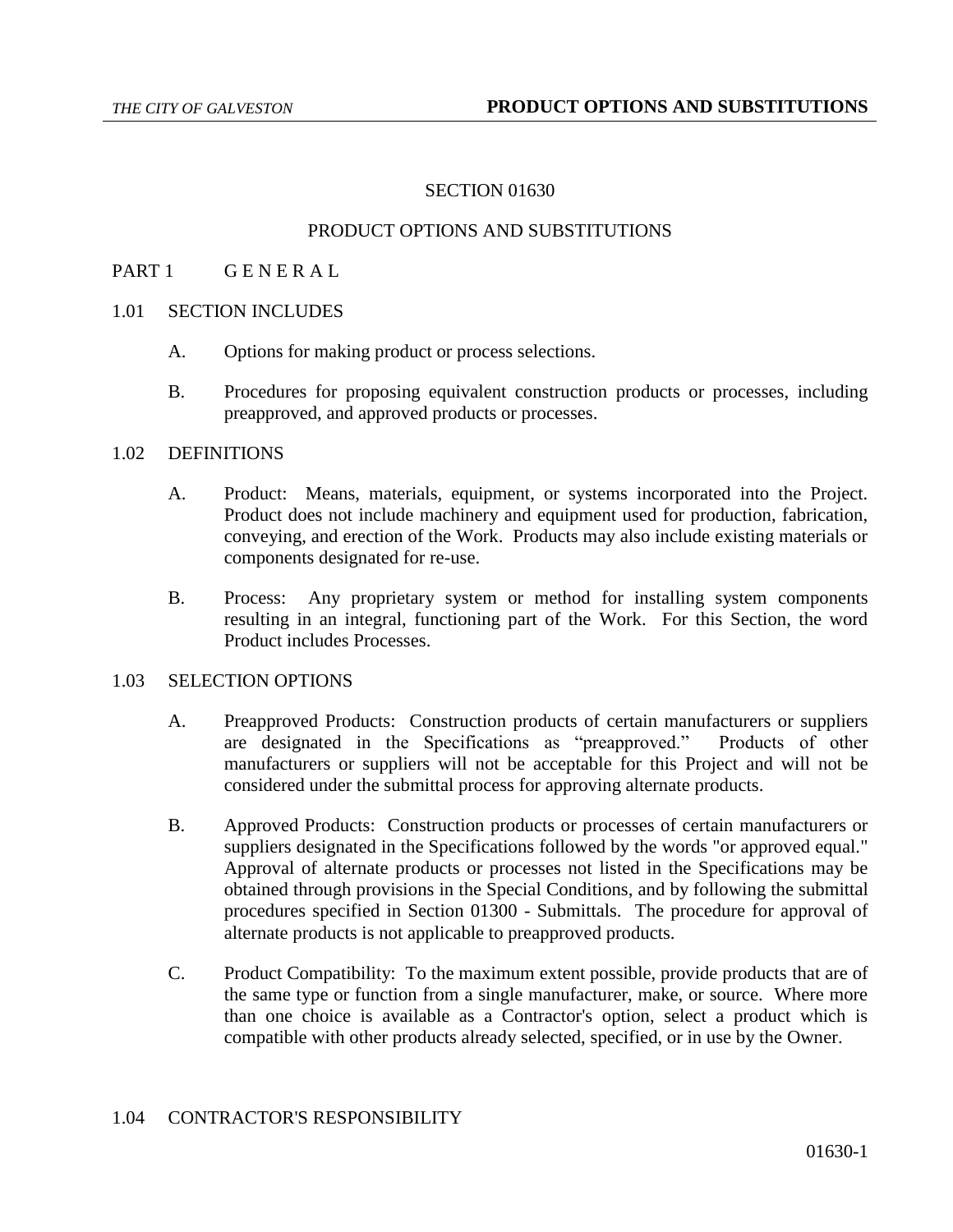# SECTION 01630

# PRODUCT OPTIONS AND SUBSTITUTIONS

## PART 1 G E N E R A L

### 1.01 SECTION INCLUDES

A. Options for making product or process selections.

B. Procedures for proposing equivalent construction products or processes, including preapproved, and approved products or processes.

### 1.02 DEFINITIONS

A. Product: Means, materials, equipment, or systems incorporated into the Project. Product does not include machinery and equipment used for production, fabrication, conveying, and erection of the Work. Products may also include existing materials or components designated for re-use.

B. Process: Any proprietary system or method for installing system components resulting in an integral, functioning part of the Work. For this Section, the word Product includes Processes.

### 1.03 SELECTION OPTIONS

A. Preapproved Products: Construction products of certain manufacturers or suppliers are designated in the Specifications as "preapproved." Products of other manufacturers or suppliers will not be acceptable for this Project and will not be considered under the submittal process for approving alternate products.

B. Approved Products: Construction products or processes of certain manufacturers or suppliers designated in the Specifications followed by the words "or approved equal." Approval of alternate products or processes not listed in the Specifications may be obtained through provisions in the Special Conditions, and by following the submittal procedures specified in Section 01300 - Submittals. The procedure for approval of alternate products is not applicable to preapproved products.

C. Product Compatibility: To the maximum extent possible, provide products that are of the same type or function from a single manufacturer, make, or source. Where more than one choice is available as a Contractor's option, select a product which is compatible with other products already selected, specified, or in use by the Owner.

### 1.04 CONTRACTOR'S RESPONSIBILITY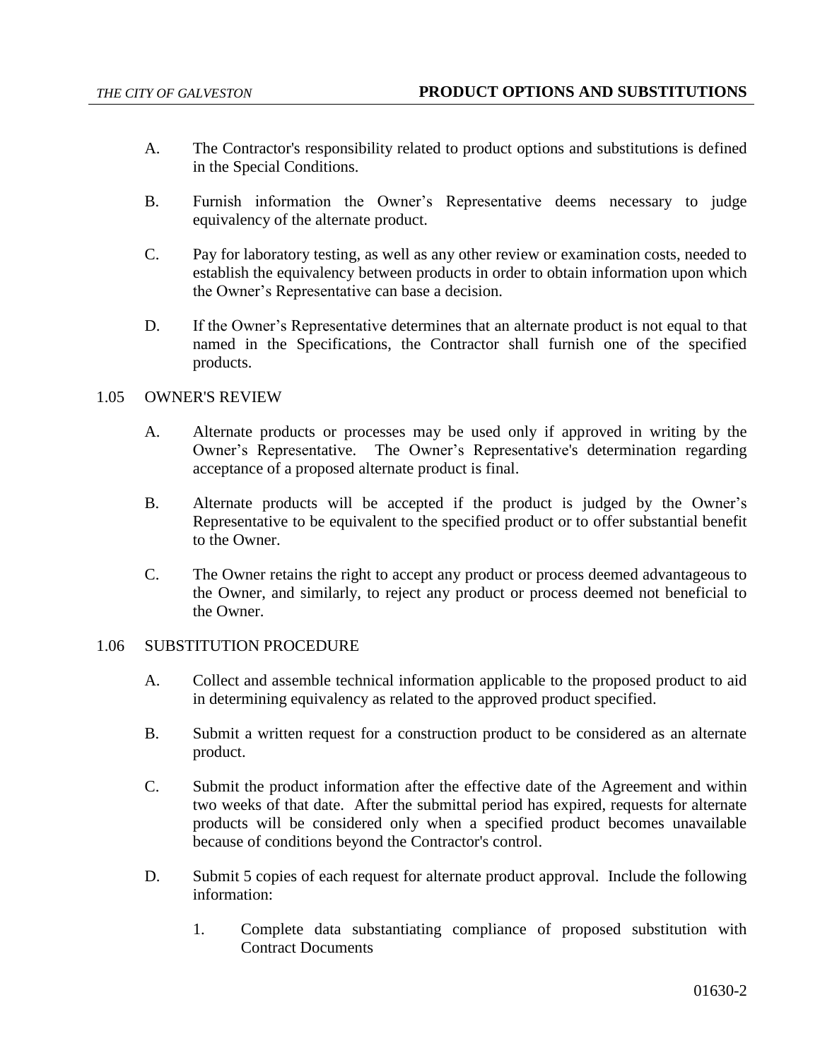A. The Contractor's responsibility related to product options and substitutions is defined in the Special Conditions.

B. Furnish information the Owner's Representative deems necessary to judge equivalency of the alternate product.

C. Pay for laboratory testing, as well as any other review or examination costs, needed to establish the equivalency between products in order to obtain information upon which the Owner's Representative can base a decision.

D. If the Owner's Representative determines that an alternate product is not equal to that named in the Specifications, the Contractor shall furnish one of the specified products.

## 1.05 OWNER'S REVIEW

A. Alternate products or processes may be used only if approved in writing by the Owner's Representative. The Owner's Representative's determination regarding acceptance of a proposed alternate product is final.

B. Alternate products will be accepted if the product is judged by the Owner's Representative to be equivalent to the specified product or to offer substantial benefit to the Owner.

C. The Owner retains the right to accept any product or process deemed advantageous to the Owner, and similarly, to reject any product or process deemed not beneficial to the Owner.

## 1.06 SUBSTITUTION PROCEDURE

A. Collect and assemble technical information applicable to the proposed product to aid in determining equivalency as related to the approved product specified.

B. Submit a written request for a construction product to be considered as an alternate product.

C. Submit the product information after the effective date of the Agreement and within two weeks of that date. After the submittal period has expired, requests for alternate products will be considered only when a specified product becomes unavailable because of conditions beyond the Contractor's control.

D. Submit 5 copies of each request for alternate product approval. Include the following information:

   1. Complete data substantiating compliance of proposed substitution with Contract Documents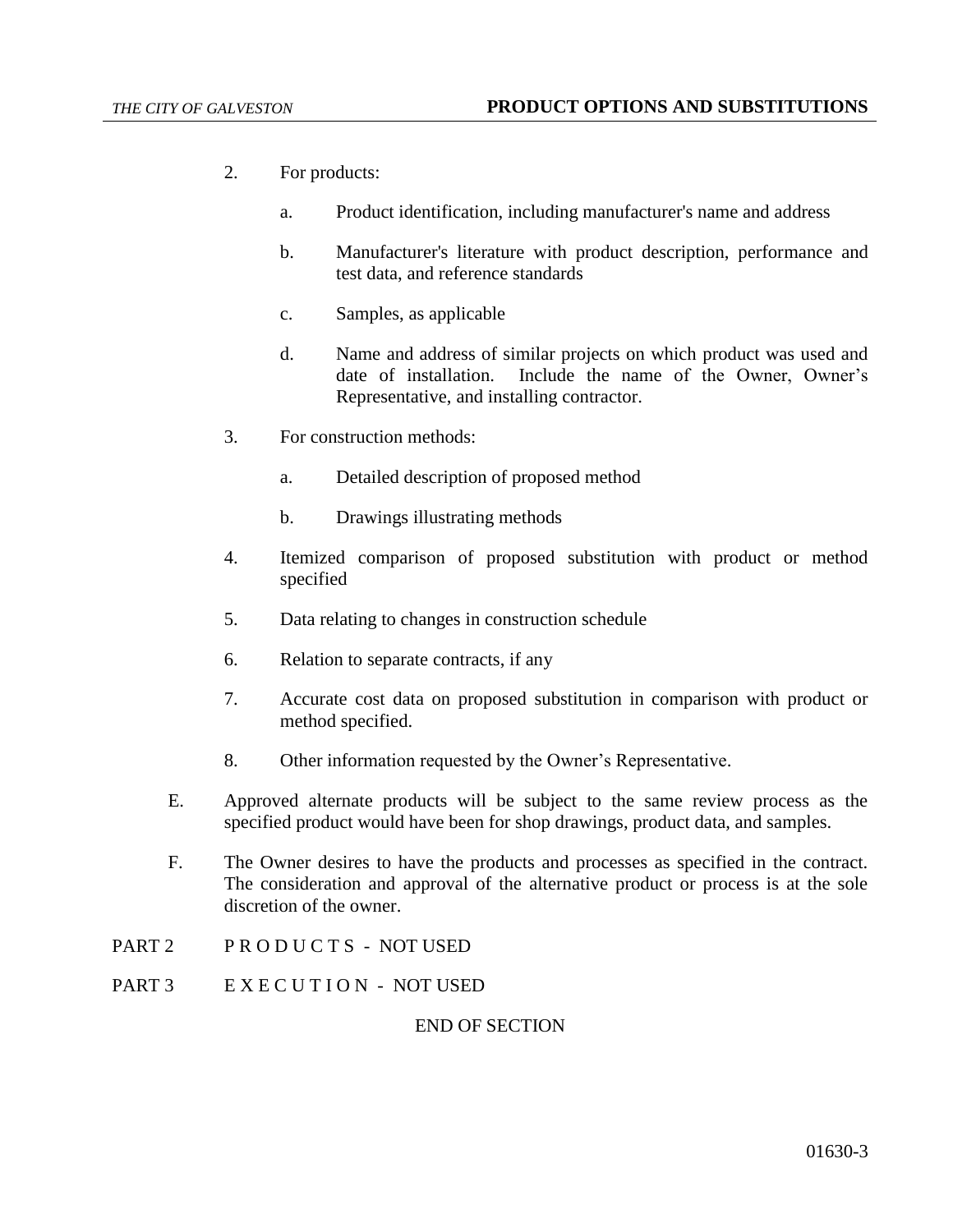2. For products:

   a. Product identification, including manufacturer's name and address

   b. Manufacturer's literature with product description, performance and test data, and reference standards

   c. Samples, as applicable

   d. Name and address of similar projects on which product was used and date of installation. Include the name of the Owner, Owner's Representative, and installing contractor.

3. For construction methods:

   a. Detailed description of proposed method

   b. Drawings illustrating methods

4. Itemized comparison of proposed substitution with product or method specified

5. Data relating to changes in construction schedule

6. Relation to separate contracts, if any

7. Accurate cost data on proposed substitution in comparison with product or method specified.

8. Other information requested by the Owner's Representative.

E. Approved alternate products will be subject to the same review process as the specified product would have been for shop drawings, product data, and samples.

F. The Owner desires to have the products and processes as specified in the contract. The consideration and approval of the alternative product or process is at the sole discretion of the owner.

PART 2 P R O D U C T S - NOT USED

PART 3 E X E C U T I O N - NOT USED

END OF SECTION